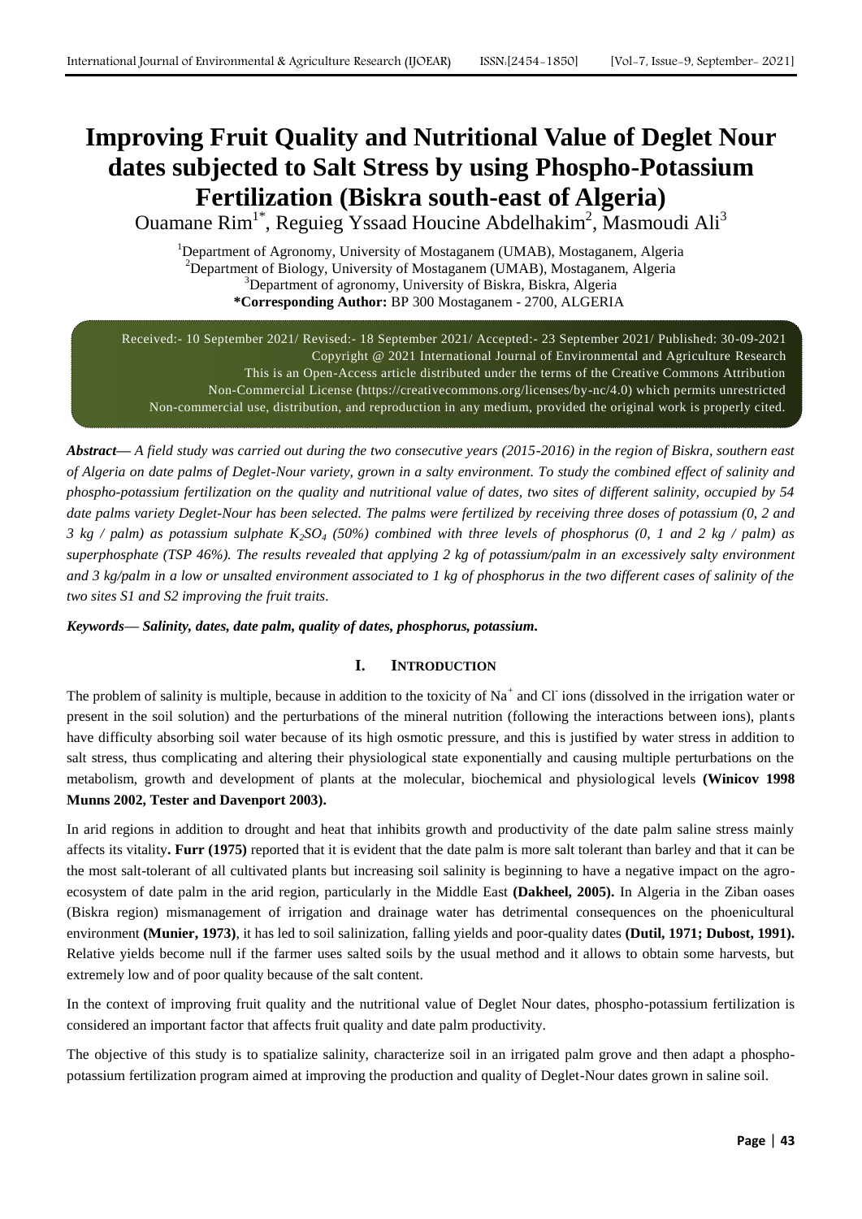# Improving Fruit Quality and Nutritional Value of Deglet Nour dates subjected to Salt Stress by using Phospho-Potassium Fertilization (Biskra south-east of Algeria)

Ouamane Rim[1*], Reguieg Yssaad Houcine Abdelhakim[2], Masmoudi Ali[3]

[1]Department of Agronomy, University of Mostaganem (UMAB), Mostaganem, Algeria
[2]Department of Biology, University of Mostaganem (UMAB), Mostaganem, Algeria
[3]Department of agronomy, University of Biskra, Biskra, Algeria
**\*Corresponding Author:** BP 300 Mostaganem - 2700, ALGERIA

Received:- 10 September 2021/ Revised:- 18 September 2021/ Accepted:- 23 September 2021/ Published: 30-09-2021
Copyright @ 2021 International Journal of Environmental and Agriculture Research
This is an Open-Access article distributed under the terms of the Creative Commons Attribution
Non-Commercial License (https://creativecommons.org/licenses/by-nc/4.0) which permits unrestricted
Non-commercial use, distribution, and reproduction in any medium, provided the original work is properly cited.

***Abstract*— *A field study was carried out during the two consecutive years (2015-2016) in the region of Biskra, southern east of Algeria on date palms of Deglet-Nour variety, grown in a salty environment. To study the combined effect of salinity and phospho-potassium fertilization on the quality and nutritional value of dates, two sites of different salinity, occupied by 54 date palms variety Deglet-Nour has been selected. The palms were fertilized by receiving three doses of potassium (0, 2 and 3 kg / palm) as potassium sulphate $K_2SO_4$ (50%) combined with three levels of phosphorus (0, 1 and 2 kg / palm) as superphosphate (TSP 46%). The results revealed that applying 2 kg of potassium/palm in an excessively salty environment and 3 kg/palm in a low or unsalted environment associated to 1 kg of phosphorus in the two different cases of salinity of the two sites S1 and S2 improving the fruit traits.***

***Keywords*— *Salinity, dates, date palm, quality of dates, phosphorus, potassium.***

## I. INTRODUCTION

The problem of salinity is multiple, because in addition to the toxicity of $Na^+$ and $Cl^-$ ions (dissolved in the irrigation water or present in the soil solution) and the perturbations of the mineral nutrition (following the interactions between ions), plants have difficulty absorbing soil water because of its high osmotic pressure, and this is justified by water stress in addition to salt stress, thus complicating and altering their physiological state exponentially and causing multiple perturbations on the metabolism, growth and development of plants at the molecular, biochemical and physiological levels **(Winicov 1998 Munns 2002, Tester and Davenport 2003).**

In arid regions in addition to drought and heat that inhibits growth and productivity of the date palm saline stress mainly affects its vitality**. Furr (1975)** reported that it is evident that the date palm is more salt tolerant than barley and that it can be the most salt-tolerant of all cultivated plants but increasing soil salinity is beginning to have a negative impact on the agro-ecosystem of date palm in the arid region, particularly in the Middle East **(Dakheel, 2005).** In Algeria in the Ziban oases (Biskra region) mismanagement of irrigation and drainage water has detrimental consequences on the phoenicultural environment **(Munier, 1973)**, it has led to soil salinization, falling yields and poor-quality dates **(Dutil, 1971; Dubost, 1991).** Relative yields become null if the farmer uses salted soils by the usual method and it allows to obtain some harvests, but extremely low and of poor quality because of the salt content.

In the context of improving fruit quality and the nutritional value of Deglet Nour dates, phospho-potassium fertilization is considered an important factor that affects fruit quality and date palm productivity.

The objective of this study is to spatialize salinity, characterize soil in an irrigated palm grove and then adapt a phospho-potassium fertilization program aimed at improving the production and quality of Deglet-Nour dates grown in saline soil.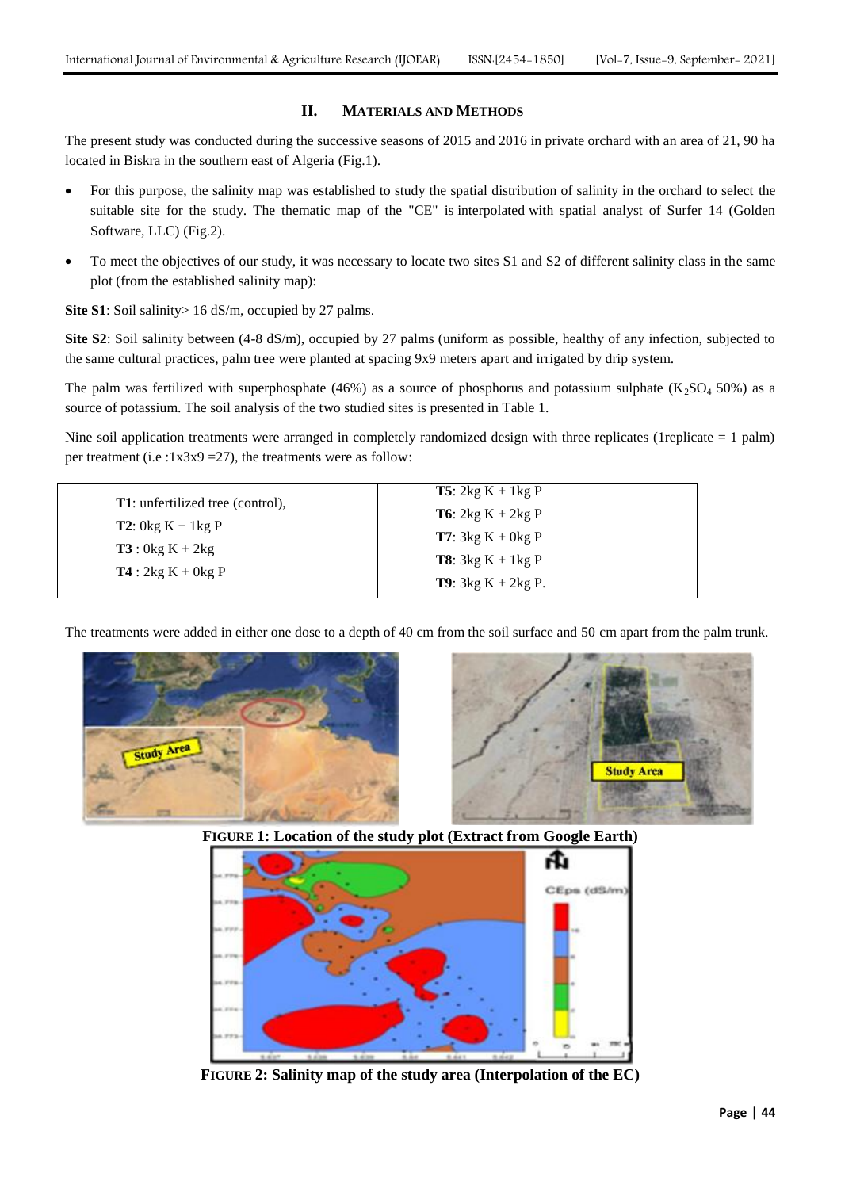## II. MATERIALS AND METHODS

The present study was conducted during the successive seasons of 2015 and 2016 in private orchard with an area of 21, 90 ha located in Biskra in the southern east of Algeria (Fig.1).

- For this purpose, the salinity map was established to study the spatial distribution of salinity in the orchard to select the suitable site for the study. The thematic map of the "CE" is interpolated with spatial analyst of Surfer 14 (Golden Software, LLC) (Fig.2).
- To meet the objectives of our study, it was necessary to locate two sites S1 and S2 of different salinity class in the same plot (from the established salinity map):

**Site S1**: Soil salinity> 16 dS/m, occupied by 27 palms.

**Site S2**: Soil salinity between (4-8 dS/m), occupied by 27 palms (uniform as possible, healthy of any infection, subjected to the same cultural practices, palm tree were planted at spacing 9x9 meters apart and irrigated by drip system.

The palm was fertilized with superphosphate (46%) as a source of phosphorus and potassium sulphate ($K_2SO_4$ 50%) as a source of potassium. The soil analysis of the two studied sites is presented in Table 1.

Nine soil application treatments were arranged in completely randomized design with three replicates (1replicate = 1 palm) per treatment (i.e :1x3x9 =27), the treatments were as follow:

| | |
|---|---|
| **T1**: unfertilized tree (control), | **T5**: 2kg K + 1kg P |
| **T2**: 0kg K + 1kg P | **T6**: 2kg K + 2kg P |
| **T3** : 0kg K + 2kg | **T7**: 3kg K + 0kg P |
| **T4** : 2kg K + 0kg P | **T8**: 3kg K + 1kg P |
| | **T9**: 3kg K + 2kg P. |

The treatments were added in either one dose to a depth of 40 cm from the soil surface and 50 cm apart from the palm trunk.

**FIGURE 1: Location of the study plot (Extract from Google Earth)**

**FIGURE 2: Salinity map of the study area (Interpolation of the EC)**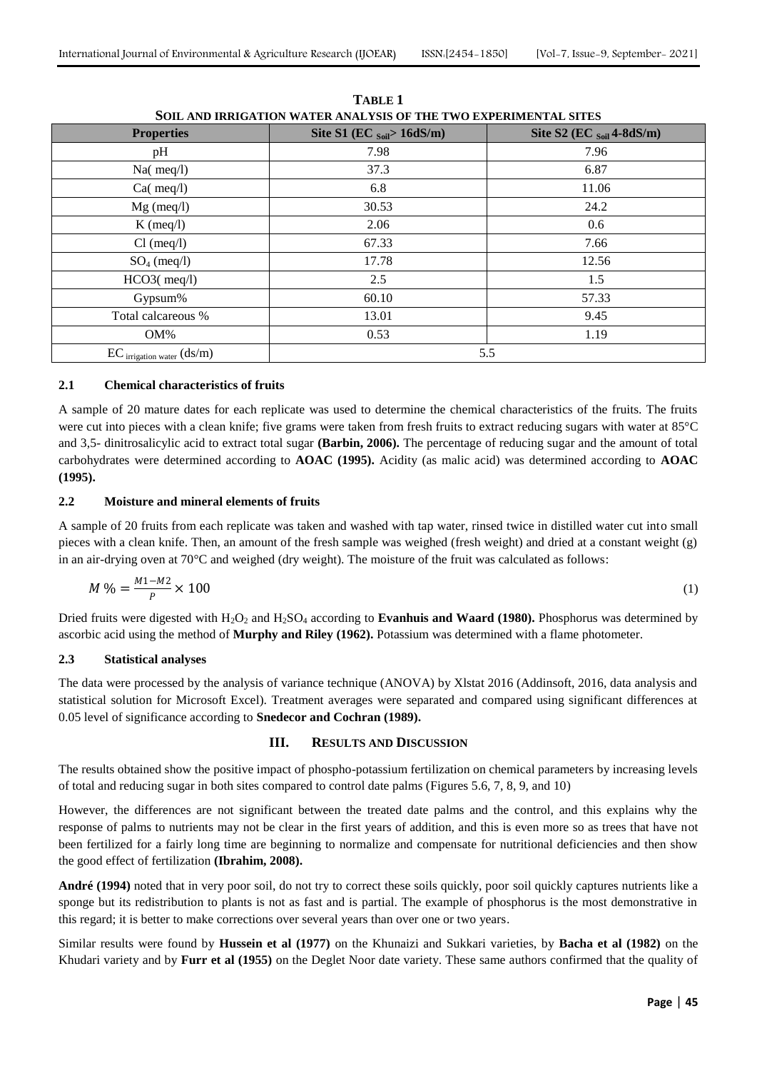**TABLE 1**
**SOIL AND IRRIGATION WATER ANALYSIS OF THE TWO EXPERIMENTAL SITES**

| Properties | Site S1 ($EC_{Soil}$> 16dS/m) | Site S2 ($EC_{Soil}$ 4-8dS/m) |
|---|---|---|
| pH | 7.98 | 7.96 |
| Na( meq/l) | 37.3 | 6.87 |
| Ca( meq/l) | 6.8 | 11.06 |
| Mg (meq/l) | 30.53 | 24.2 |
| K (meq/l) | 2.06 | 0.6 |
| Cl (meq/l) | 67.33 | 7.66 |
| $SO_4$ (meq/l) | 17.78 | 12.56 |
| HCO3( meq/l) | 2.5 | 1.5 |
| Gypsum% | 60.10 | 57.33 |
| Total calcareous % | 13.01 | 9.45 |
| OM% | 0.53 | 1.19 |
| $EC_{irrigation\ water}$ (ds/m) | 5.5 | |

### 2.1 Chemical characteristics of fruits

A sample of 20 mature dates for each replicate was used to determine the chemical characteristics of the fruits. The fruits were cut into pieces with a clean knife; five grams were taken from fresh fruits to extract reducing sugars with water at 85°C and 3,5- dinitrosalicylic acid to extract total sugar **(Barbin, 2006).** The percentage of reducing sugar and the amount of total carbohydrates were determined according to **AOAC (1995).** Acidity (as malic acid) was determined according to **AOAC (1995).**

### 2.2 Moisture and mineral elements of fruits

A sample of 20 fruits from each replicate was taken and washed with tap water, rinsed twice in distilled water cut into small pieces with a clean knife. Then, an amount of the fresh sample was weighed (fresh weight) and dried at a constant weight (g) in an air-drying oven at 70°C and weighed (dry weight). The moisture of the fruit was calculated as follows:

$$M\,\% = \frac{M1-M2}{P} \times 100 \tag{1}$$

Dried fruits were digested with $H_2O_2$ and $H_2SO_4$ according to **Evanhuis and Waard (1980).** Phosphorus was determined by ascorbic acid using the method of **Murphy and Riley (1962).** Potassium was determined with a flame photometer.

### 2.3 Statistical analyses

The data were processed by the analysis of variance technique (ANOVA) by Xlstat 2016 (Addinsoft, 2016, data analysis and statistical solution for Microsoft Excel). Treatment averages were separated and compared using significant differences at 0.05 level of significance according to **Snedecor and Cochran (1989).**

## III. RESULTS AND DISCUSSION

The results obtained show the positive impact of phospho-potassium fertilization on chemical parameters by increasing levels of total and reducing sugar in both sites compared to control date palms (Figures 5.6, 7, 8, 9, and 10)

However, the differences are not significant between the treated date palms and the control, and this explains why the response of palms to nutrients may not be clear in the first years of addition, and this is even more so as trees that have not been fertilized for a fairly long time are beginning to normalize and compensate for nutritional deficiencies and then show the good effect of fertilization **(Ibrahim, 2008).**

**André (1994)** noted that in very poor soil, do not try to correct these soils quickly, poor soil quickly captures nutrients like a sponge but its redistribution to plants is not as fast and is partial. The example of phosphorus is the most demonstrative in this regard; it is better to make corrections over several years than over one or two years.

Similar results were found by **Hussein et al (1977)** on the Khunaizi and Sukkari varieties, by **Bacha et al (1982)** on the Khudari variety and by **Furr et al (1955)** on the Deglet Noor date variety. These same authors confirmed that the quality of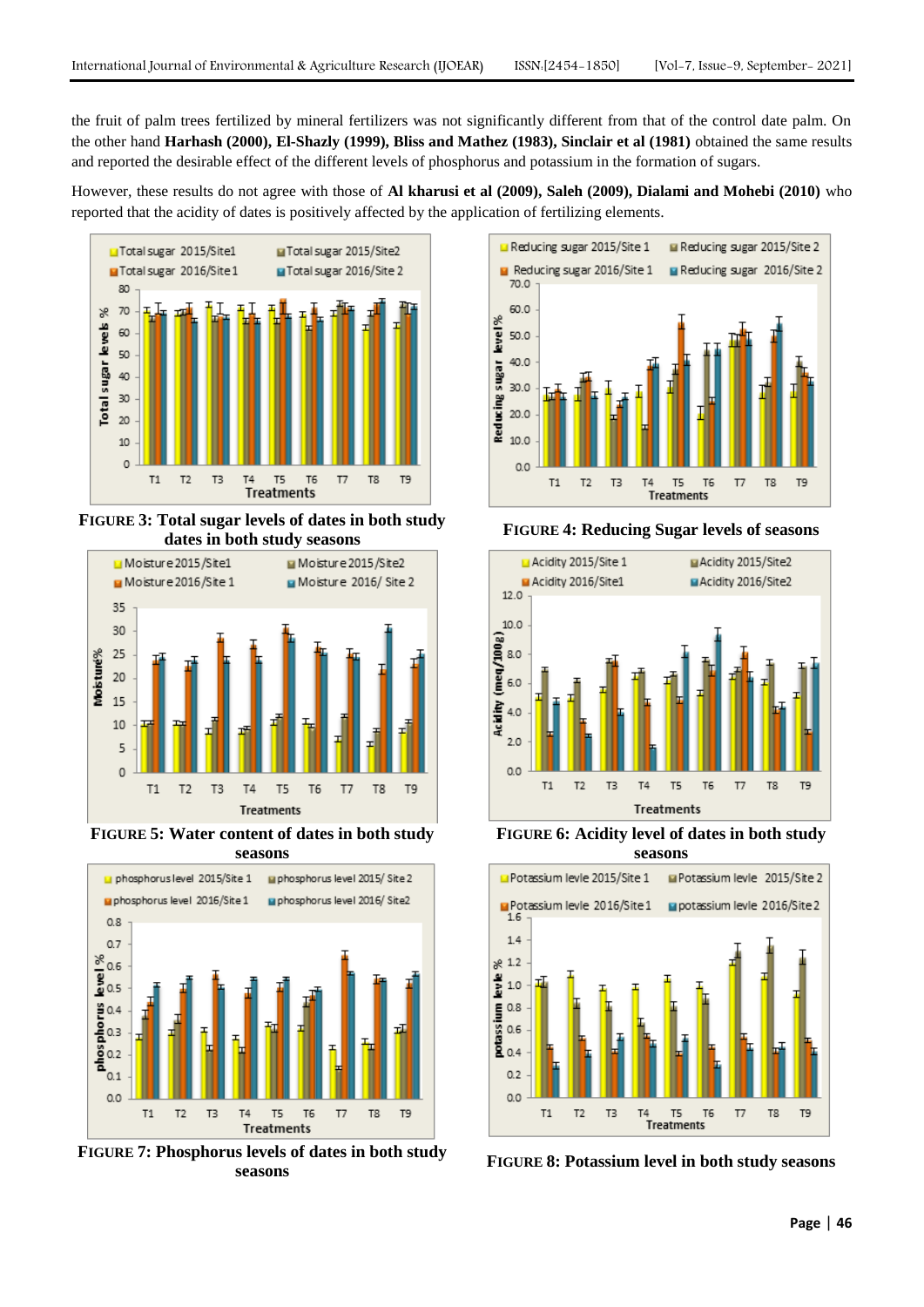the fruit of palm trees fertilized by mineral fertilizers was not significantly different from that of the control date palm. On the other hand **Harhash (2000), El-Shazly (1999), Bliss and Mathez (1983), Sinclair et al (1981)** obtained the same results and reported the desirable effect of the different levels of phosphorus and potassium in the formation of sugars.

However, these results do not agree with those of **Al kharusi et al (2009), Saleh (2009), Dialami and Mohebi (2010)** who reported that the acidity of dates is positively affected by the application of fertilizing elements.

**FIGURE 3: Total sugar levels of dates in both study dates in both study seasons**

**FIGURE 4: Reducing Sugar levels of seasons**

**FIGURE 5: Water content of dates in both study seasons**

**FIGURE 6: Acidity level of dates in both study seasons**

**FIGURE 7: Phosphorus levels of dates in both study seasons**

**FIGURE 8: Potassium level in both study seasons**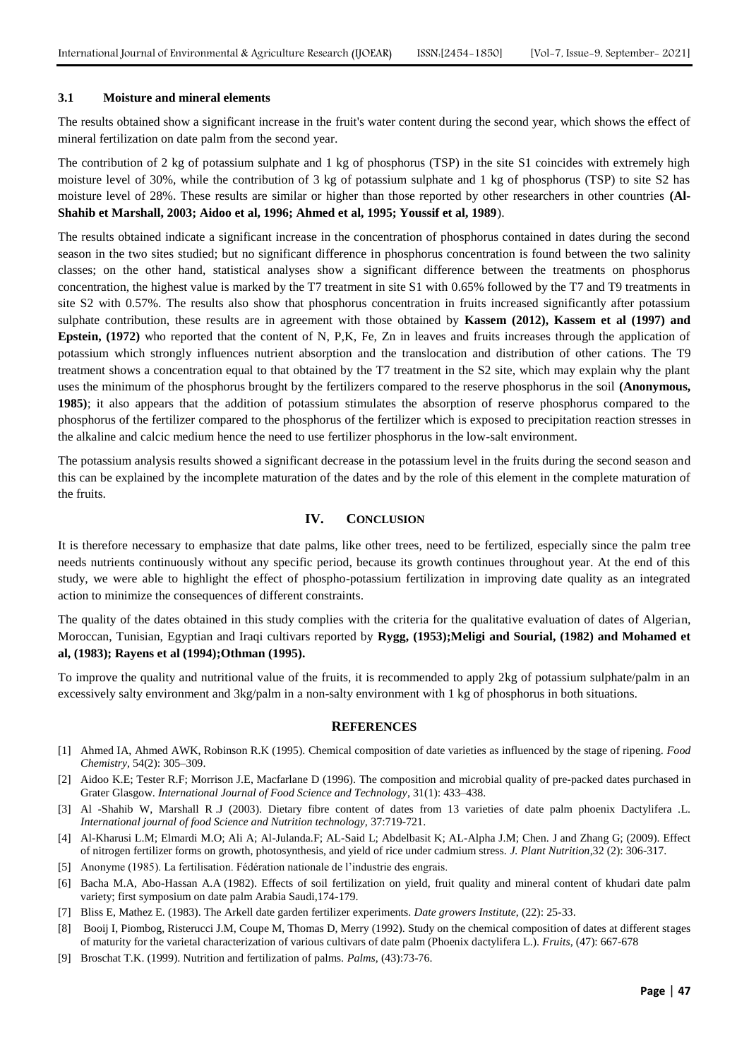### 3.1 Moisture and mineral elements

The results obtained show a significant increase in the fruit's water content during the second year, which shows the effect of mineral fertilization on date palm from the second year.

The contribution of 2 kg of potassium sulphate and 1 kg of phosphorus (TSP) in the site S1 coincides with extremely high moisture level of 30%, while the contribution of 3 kg of potassium sulphate and 1 kg of phosphorus (TSP) to site S2 has moisture level of 28%. These results are similar or higher than those reported by other researchers in other countries **(Al-Shahib et Marshall, 2003; Aidoo et al, 1996; Ahmed et al, 1995; Youssif et al, 1989**).

The results obtained indicate a significant increase in the concentration of phosphorus contained in dates during the second season in the two sites studied; but no significant difference in phosphorus concentration is found between the two salinity classes; on the other hand, statistical analyses show a significant difference between the treatments on phosphorus concentration, the highest value is marked by the T7 treatment in site S1 with 0.65% followed by the T7 and T9 treatments in site S2 with 0.57%. The results also show that phosphorus concentration in fruits increased significantly after potassium sulphate contribution, these results are in agreement with those obtained by **Kassem (2012), Kassem et al (1997) and Epstein, (1972)** who reported that the content of N, P,K, Fe, Zn in leaves and fruits increases through the application of potassium which strongly influences nutrient absorption and the translocation and distribution of other cations. The T9 treatment shows a concentration equal to that obtained by the T7 treatment in the S2 site, which may explain why the plant uses the minimum of the phosphorus brought by the fertilizers compared to the reserve phosphorus in the soil **(Anonymous, 1985)**; it also appears that the addition of potassium stimulates the absorption of reserve phosphorus compared to the phosphorus of the fertilizer compared to the phosphorus of the fertilizer which is exposed to precipitation reaction stresses in the alkaline and calcic medium hence the need to use fertilizer phosphorus in the low-salt environment.

The potassium analysis results showed a significant decrease in the potassium level in the fruits during the second season and this can be explained by the incomplete maturation of the dates and by the role of this element in the complete maturation of the fruits.

## IV. CONCLUSION

It is therefore necessary to emphasize that date palms, like other trees, need to be fertilized, especially since the palm tree needs nutrients continuously without any specific period, because its growth continues throughout year. At the end of this study, we were able to highlight the effect of phospho-potassium fertilization in improving date quality as an integrated action to minimize the consequences of different constraints.

The quality of the dates obtained in this study complies with the criteria for the qualitative evaluation of dates of Algerian, Moroccan, Tunisian, Egyptian and Iraqi cultivars reported by **Rygg, (1953);Meligi and Sourial, (1982) and Mohamed et al, (1983); Rayens et al (1994);Othman (1995).**

To improve the quality and nutritional value of the fruits, it is recommended to apply 2kg of potassium sulphate/palm in an excessively salty environment and 3kg/palm in a non-salty environment with 1 kg of phosphorus in both situations.

## REFERENCES

[1] Ahmed IA, Ahmed AWK, Robinson R.K (1995). Chemical composition of date varieties as influenced by the stage of ripening. *Food Chemistry*, 54(2): 305–309.

[2] Aidoo K.E; Tester R.F; Morrison J.E, Macfarlane D (1996). The composition and microbial quality of pre-packed dates purchased in Grater Glasgow. *International Journal of Food Science and Technology*, 31(1): 433–438.

[3] Al -Shahib W, Marshall R .J (2003). Dietary fibre content of dates from 13 varieties of date palm phoenix Dactylifera .L. *International journal of food Science and Nutrition technology,* 37:719-721.

[4] Al-Kharusi L.M; Elmardi M.O; Ali A; Al-Julanda.F; AL-Said L; Abdelbasit K; AL-Alpha J.M; Chen. J and Zhang G; (2009). Effect of nitrogen fertilizer forms on growth, photosynthesis, and yield of rice under cadmium stress. *J. Plant Nutrition*,32 (2): 306-317.

[5] Anonyme (1985). La fertilisation. Fédération nationale de l'industrie des engrais.

[6] Bacha M.A, Abo-Hassan A.A (1982). Effects of soil fertilization on yield, fruit quality and mineral content of khudari date palm variety; first symposium on date palm Arabia Saudi,174-179.

[7] Bliss E, Mathez E. (1983). The Arkell date garden fertilizer experiments. *Date growers Institute*, (22): 25-33.

[8] Booij I, Piombog, Risterucci J.M, Coupe M, Thomas D, Merry (1992). Study on the chemical composition of dates at different stages of maturity for the varietal characterization of various cultivars of date palm (Phoenix dactylifera L.). *Fruits,* (47): 667-678

[9] Broschat T.K. (1999). Nutrition and fertilization of palms. *Palms,* (43):73-76.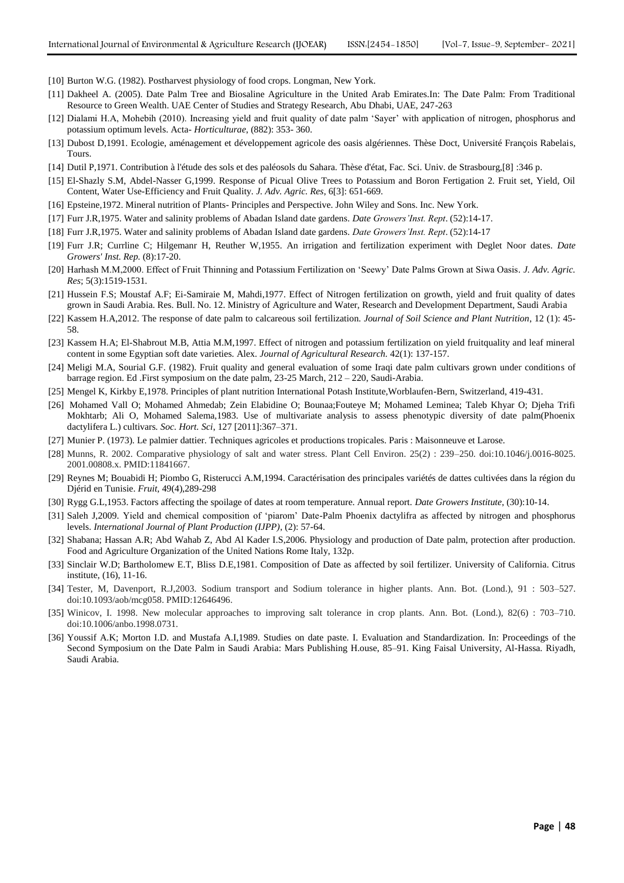[10] Burton W.G. (1982). Postharvest physiology of food crops. Longman, New York.

[11] Dakheel A. (2005). Date Palm Tree and Biosaline Agriculture in the United Arab Emirates.In: The Date Palm: From Traditional Resource to Green Wealth. UAE Center of Studies and Strategy Research, Abu Dhabi, UAE, 247-263

[12] Dialami H.A, Mohebih (2010). Increasing yield and fruit quality of date palm 'Sayer' with application of nitrogen, phosphorus and potassium optimum levels. Acta- *Horticulturae*, (882): 353- 360.

[13] Dubost D,1991. Ecologie, aménagement et développement agricole des oasis algériennes. Thèse Doct, Université François Rabelais, Tours.

[14] Dutil P,1971. Contribution à l'étude des sols et des paléosols du Sahara. Thèse d'état, Fac. Sci. Univ. de Strasbourg,[8] :346 p.

[15] El-Shazly S.M, Abdel-Nasser G,1999. Response of Picual Olive Trees to Potassium and Boron Fertigation 2. Fruit set, Yield, Oil Content, Water Use-Efficiency and Fruit Quality. *J. Adv. Agric. Res*, 6[3]: 651-669.

[16] Epsteine,1972. Mineral nutrition of Plants- Principles and Perspective. John Wiley and Sons. Inc. New York.

[17] Furr J.R,1975. Water and salinity problems of Abadan Island date gardens. *Date Growers'Inst. Rept*. (52):14-17.

[18] Furr J.R,1975. Water and salinity problems of Abadan Island date gardens. *Date Growers'Inst. Rept*. (52):14-17

[19] Furr J.R; Currline C; Hilgemanr H, Reuther W,1955. An irrigation and fertilization experiment with Deglet Noor dates. *Date Growers' Inst. Rep.* (8):17-20.

[20] Harhash M.M,2000. Effect of Fruit Thinning and Potassium Fertilization on 'Seewy' Date Palms Grown at Siwa Oasis. *J. Adv. Agric. Res*; 5(3):1519-1531.

[21] Hussein F.S; Moustaf A.F; Ei-Samiraie M, Mahdi,1977. Effect of Nitrogen fertilization on growth, yield and fruit quality of dates grown in Saudi Arabia. Res. Bull. No. 12. Ministry of Agriculture and Water, Research and Development Department, Saudi Arabia

[22] Kassem H.A,2012. The response of date palm to calcareous soil fertilization. *Journal of Soil Science and Plant Nutrition*, 12 (1): 45-58.

[23] Kassem H.A; El-Shabrout M.B, Attia M.M,1997. Effect of nitrogen and potassium fertilization on yield fruitquality and leaf mineral content in some Egyptian soft date varieties. Alex. *Journal of Agricultural Research*. 42(1): 137-157.

[24] Meligi M.A, Sourial G.F. (1982). Fruit quality and general evaluation of some Iraqi date palm cultivars grown under conditions of barrage region. Ed .First symposium on the date palm, 23-25 March, 212 – 220, Saudi-Arabia.

[25] Mengel K, Kirkby E,1978. Principles of plant nutrition International Potash Institute,Worblaufen-Bern, Switzerland, 419-431.

[26] Mohamed Vall O; Mohamed Ahmedab; Zein Elabidine O; Bounaa;Fouteye M; Mohamed Leminea; Taleb Khyar O; Djeha Trifi Mokhtarb; Ali O, Mohamed Salema,1983. Use of multivariate analysis to assess phenotypic diversity of date palm(Phoenix dactylifera L.) cultivars. *Soc. Hort. Sci*, 127 [2011]:367–371.

[27] Munier P. (1973). Le palmier dattier. Techniques agricoles et productions tropicales. Paris : Maisonneuve et Larose.

[28] Munns, R. 2002. Comparative physiology of salt and water stress. Plant Cell Environ. 25(2) : 239–250. doi:10.1046/j.0016-8025. 2001.00808.x. PMID:11841667.

[29] Reynes M; Bouabidi H; Piombo G, Risterucci A.M,1994. Caractérisation des principales variétés de dattes cultivées dans la région du Djérid en Tunisie. *Fruit*, 49(4),289-298

[30] Rygg G.L,1953. Factors affecting the spoilage of dates at room temperature. Annual report. *Date Growers Institute*, (30):10-14.

[31] Saleh J,2009. Yield and chemical composition of 'piarom' Date-Palm Phoenix dactylifra as affected by nitrogen and phosphorus levels. *International Journal of Plant Production (IJPP)*, (2): 57-64.

[32] Shabana; Hassan A.R; Abd Wahab Z, Abd Al Kader I.S,2006. Physiology and production of Date palm, protection after production. Food and Agriculture Organization of the United Nations Rome Italy, 132p.

[33] Sinclair W.D; Bartholomew E.T, Bliss D.E,1981. Composition of Date as affected by soil fertilizer. University of California. Citrus institute, (16), 11-16.

[34] Tester, M, Davenport, R.J,2003. Sodium transport and Sodium tolerance in higher plants. Ann. Bot. (Lond.), 91 : 503–527. doi:10.1093/aob/mcg058. PMID:12646496.

[35] Winicov, I. 1998. New molecular approaches to improving salt tolerance in crop plants. Ann. Bot. (Lond.), 82(6) : 703–710. doi:10.1006/anbo.1998.0731.

[36] Youssif A.K; Morton I.D. and Mustafa A.I,1989. Studies on date paste. I. Evaluation and Standardization. In: Proceedings of the Second Symposium on the Date Palm in Saudi Arabia: Mars Publishing H.ouse, 85–91. King Faisal University, Al-Hassa. Riyadh, Saudi Arabia.